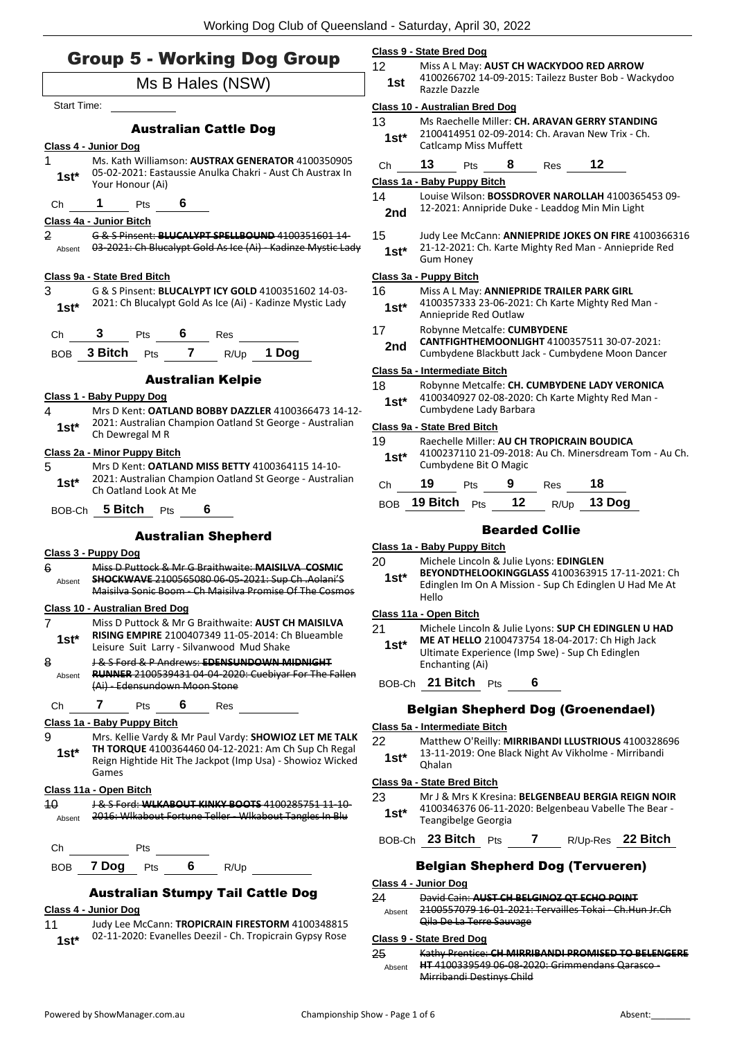# Group 5 - Working Dog Group

## Ms B Hales (NSW)

Start Time:

### Australian Cattle Dog

**Class 4 - Junior Dog**

1 — 1st* — Ms. Kath Williamson: **AUSTRAX GENERATOR** 4100350905 05-02-2021: Eastaussie Anulka Chakri - Aust Ch Austrax In Your Honour (Ai)

Ch 1 Pts 6

**Class 4a - Junior Bitch**

2 — Absent — ~~G & S Pinsent: **BLUCALYPT SPELLBOUND** 4100351601 14-03-2021: Ch Blucalypt Gold As Ice (Ai) - Kadinze Mystic Lady~~

**Class 9a - State Bred Bitch**

3 — 1st* — G & S Pinsent: **BLUCALYPT ICY GOLD** 4100351602 14-03-2021: Ch Blucalypt Gold As Ice (Ai) - Kadinze Mystic Lady

Ch 3 Pts 6 Res

BOB 3 Bitch Pts 7 R/Up 1 Dog

### Australian Kelpie

**Class 1 - Baby Puppy Dog**

4 — 1st* — Mrs D Kent: **OATLAND BOBBY DAZZLER** 4100366473 14-12-2021: Australian Champion Oatland St George - Australian Ch Dewregal M R

**Class 2a - Minor Puppy Bitch**

5 — 1st* — Mrs D Kent: **OATLAND MISS BETTY** 4100364115 14-10-2021: Australian Champion Oatland St George - Australian Ch Oatland Look At Me

BOB-Ch 5 Bitch Pts 6

### Australian Shepherd

**Class 3 - Puppy Dog**

6 — Absent — ~~Miss D Puttock & Mr G Braithwaite: **MAISILVA COSMIC SHOCKWAVE** 2100565080 06-05-2021: Sup Ch .Aolani'S Maisilva Sonic Boom - Ch Maisilva Promise Of The Cosmos~~

**Class 10 - Australian Bred Dog**

7 — 1st* — Miss D Puttock & Mr G Braithwaite: **AUST CH MAISILVA RISING EMPIRE** 2100407349 11-05-2014: Ch Blueamble Leisure Suit Larry - Silvanwood Mud Shake

8 — Absent — ~~J & S Ford & P Andrews: **EDENSUNDOWN MIDNIGHT RUNNER** 2100539431 04-04-2020: Cuebiyar For The Fallen (Ai) - Edensundown Moon Stone~~

Ch 7 Pts 6 Res

**Class 1a - Baby Puppy Bitch**

9 — 1st* — Mrs. Kellie Vardy & Mr Paul Vardy: **SHOWIOZ LET ME TALK TH TORQUE** 4100364460 04-12-2021: Am Ch Sup Ch Regal Reign Hightide Hit The Jackpot (Imp Usa) - Showioz Wicked Games

**Class 11a - Open Bitch**

10 — Absent — ~~J & S Ford: **WLKABOUT KINKY BOOTS** 4100285751 11-10-2016: Wlkabout Fortune Teller - Wlkabout Tangles In Blu~~

Ch Pts

BOB 7 Dog Pts 6 R/Up

### Australian Stumpy Tail Cattle Dog

**Class 4 - Junior Dog**

11 — 1st* — Judy Lee McCann: **TROPICRAIN FIRESTORM** 4100348815 02-11-2020: Evanelles Deezil - Ch. Tropicrain Gypsy Rose

**Class 9 - State Bred Dog**

12 — 1st — Miss A L May: **AUST CH WACKYDOO RED ARROW** 4100266702 14-09-2015: Tailezz Buster Bob - Wackydoo Razzle Dazzle

**Class 10 - Australian Bred Dog**

13 — 1st* — Ms Raechelle Miller: **CH. ARAVAN GERRY STANDING** 2100414951 02-09-2014: Ch. Aravan New Trix - Ch. Catlcamp Miss Muffett

Ch 13 Pts 8 Res 12

**Class 1a - Baby Puppy Bitch**

14 — 2nd — Louise Wilson: **BOSSDROVER NAROLLAH** 4100365453 09-12-2021: Annipride Duke - Leaddog Min Min Light

15 — 1st* — Judy Lee McCann: **ANNIEPRIDE JOKES ON FIRE** 4100366316 21-12-2021: Ch. Karte Mighty Red Man - Anniepride Red Gum Honey

**Class 3a - Puppy Bitch**

16 — 1st* — Miss A L May: **ANNIEPRIDE TRAILER PARK GIRL** 4100357333 23-06-2021: Ch Karte Mighty Red Man - Anniepride Red Outlaw

17 — 2nd — Robynne Metcalfe: **CUMBYDENE CANTFIGHTHEMOONLIGHT** 4100357511 30-07-2021: Cumbydene Blackbutt Jack - Cumbydene Moon Dancer

**Class 5a - Intermediate Bitch**

18 — 1st* — Robynne Metcalfe: **CH. CUMBYDENE LADY VERONICA** 4100340927 02-08-2020: Ch Karte Mighty Red Man - Cumbydene Lady Barbara

**Class 9a - State Bred Bitch**

19 — 1st* — Raechelle Miller: **AU CH TROPICRAIN BOUDICA** 4100237110 21-09-2018: Au Ch. Minersdream Tom - Au Ch. Cumbydene Bit O Magic

Ch 19 Pts 9 Res 18

BOB 19 Bitch Pts 12 R/Up 13 Dog

### Bearded Collie

**Class 1a - Baby Puppy Bitch**

20 — 1st* — Michele Lincoln & Julie Lyons: **EDINGLEN BEYONDTHELOOKINGGLASS** 4100363915 17-11-2021: Ch Edinglen Im On A Mission - Sup Ch Edinglen U Had Me At Hello

**Class 11a - Open Bitch**

21 — 1st* — Michele Lincoln & Julie Lyons: **SUP CH EDINGLEN U HAD ME AT HELLO** 2100473754 18-04-2017: Ch High Jack Ultimate Experience (Imp Swe) - Sup Ch Edinglen Enchanting (Ai)

BOB-Ch 21 Bitch Pts 6

### Belgian Shepherd Dog (Groenendael)

**Class 5a - Intermediate Bitch**

22 — 1st* — Matthew O'Reilly: **MIRRIBANDI LLUSTRIOUS** 4100328696 13-11-2019: One Black Night Av Vikholme - Mirribandi Qhalan

**Class 9a - State Bred Bitch**

23 — 1st* — Mr J & Mrs K Kresina: **BELGENBEAU BERGIA REIGN NOIR** 4100346376 06-11-2020: Belgenbeau Vabelle The Bear - Teangibelge Georgia

BOB-Ch 23 Bitch Pts 7 R/Up-Res 22 Bitch

### Belgian Shepherd Dog (Tervueren)

**Class 4 - Junior Dog**

24 — Absent — ~~David Cain: **AUST CH BELGINOZ QT ECHO POINT** 2100557079 16-01-2021: Tervailles Tokai - Ch.Hun Jr.Ch Qila De La Terre Sauvage~~

**Class 9 - State Bred Dog**

25 — Absent — ~~Kathy Prentice: **CH MIRRIBANDI PROMISED TO BELENGERE HT** 4100339549 06-08-2020: Grimmendans Qarasco - Mirribandi Destinys Child~~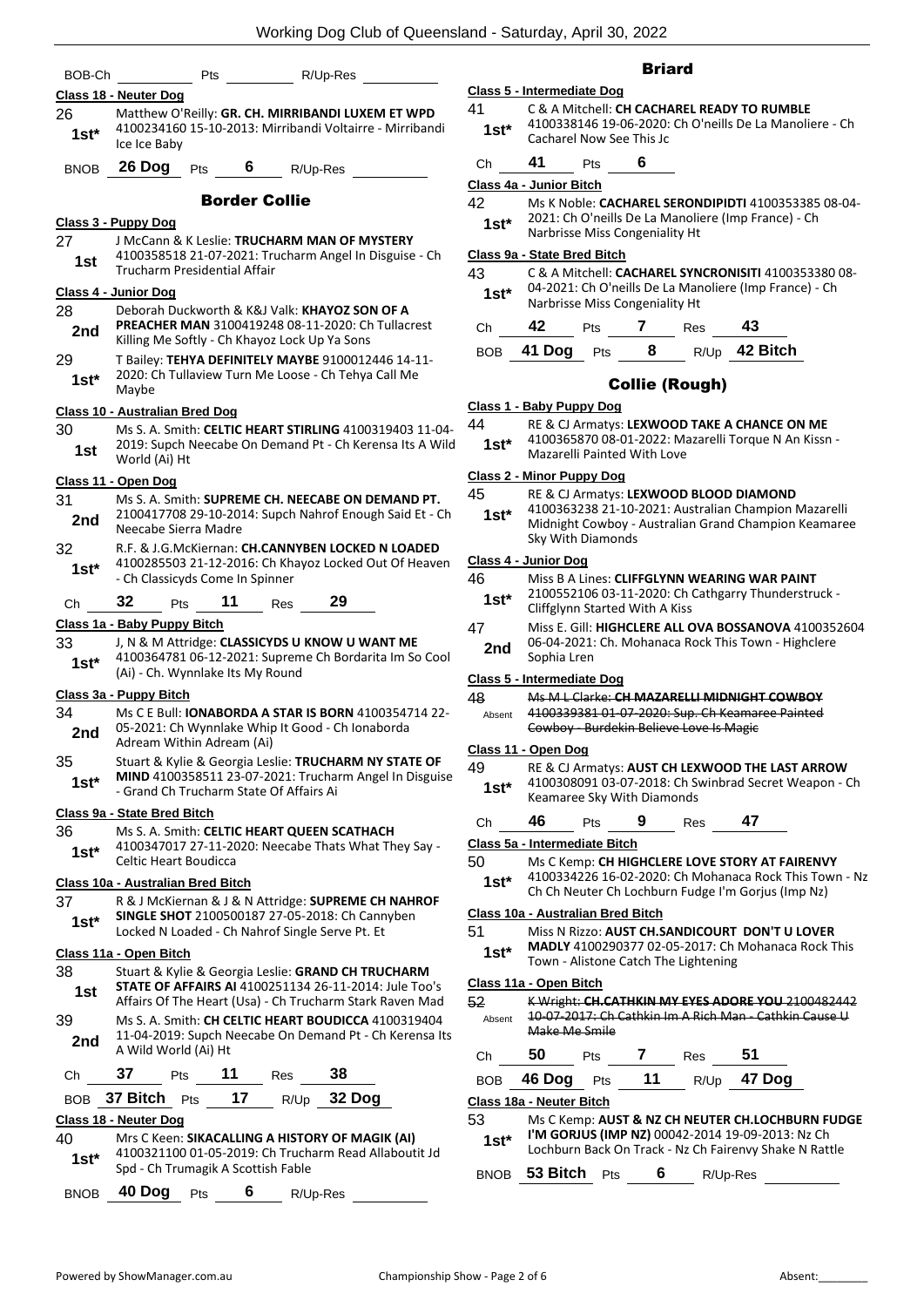BOB-Ch ________ Pts ________ R/Up-Res ________

**Class 18 - Neuter Dog**

26 — **1st*** — Matthew O'Reilly: **GR. CH. MIRRIBANDI LUXEM ET WPD** 4100234160 15-10-2013: Mirribandi Voltaire - Mirribandi Ice Ice Baby

BNOB **26 Dog** Pts **6** R/Up-Res ________

## Border Collie

**Class 3 - Puppy Dog**

27 — **1st** — J McCann & K Leslie: **TRUCHARM MAN OF MYSTERY** 4100358518 21-07-2021: Trucharm Angel In Disguise - Ch Trucharm Presidential Affair

**Class 4 - Junior Dog**

28 — **2nd** — Deborah Duckworth & K&J Valk: **KHAYOZ SON OF A PREACHER MAN** 3100419248 08-11-2020: Ch Tullacrest Killing Me Softly - Ch Khayoz Lock Up Ya Sons

29 — **1st*** — T Bailey: **TEHYA DEFINITELY MAYBE** 9100012446 14-11-2020: Ch Tullaview Turn Me Loose - Ch Tehya Call Me Maybe

**Class 10 - Australian Bred Dog**

30 — **1st** — Ms S. A. Smith: **CELTIC HEART STIRLING** 4100319403 11-04-2019: Supch Neecabe On Demand Pt - Ch Kerensa Its A Wild World (Ai) Ht

**Class 11 - Open Dog**

31 — **2nd** — Ms S. A. Smith: **SUPREME CH. NEECABE ON DEMAND PT.** 2100417708 29-10-2014: Supch Nahrof Enough Said Et - Ch Neecabe Sierra Madre

32 — **1st*** — R.F. & J.G.McKiernan: **CH.CANNYBEN LOCKED N LOADED** 4100285503 21-12-2016: Ch Khayoz Locked Out Of Heaven - Ch Classicyds Come In Spinner

Ch **32** Pts **11** Res **29**

**Class 1a - Baby Puppy Bitch**

33 — **1st*** — J, N & M Attridge: **CLASSICYDS U KNOW U WANT ME** 4100364781 06-12-2021: Supreme Ch Bordarita Im So Cool (Ai) - Ch. Wynnlake Its My Round

**Class 3a - Puppy Bitch**

34 — **2nd** — Ms C E Bull: **IONABORDA A STAR IS BORN** 4100354714 22-05-2021: Ch Wynnlake Whip It Good - Ch Ionaborda Adream Within Adream (Ai)

35 — **1st*** — Stuart & Kylie & Georgia Leslie: **TRUCHARM NY STATE OF MIND** 4100358511 23-07-2021: Trucharm Angel In Disguise - Grand Ch Trucharm State Of Affairs Ai

**Class 9a - State Bred Bitch**

36 — **1st*** — Ms S. A. Smith: **CELTIC HEART QUEEN SCATHACH** 4100347017 27-11-2020: Neecabe Thats What They Say - Celtic Heart Boudicca

**Class 10a - Australian Bred Bitch**

37 — **1st*** — R & J McKiernan & J & N Attridge: **SUPREME CH NAHROF SINGLE SHOT** 2100500187 27-05-2018: Ch Cannyben Locked N Loaded - Ch Nahrof Single Serve Pt. Et

**Class 11a - Open Bitch**

38 — **1st** — Stuart & Kylie & Georgia Leslie: **GRAND CH TRUCHARM STATE OF AFFAIRS AI** 4100251134 26-11-2014: Jule Too's Affairs Of The Heart (Usa) - Ch Trucharm Stark Raven Mad

39 — **2nd** — Ms S. A. Smith: **CH CELTIC HEART BOUDICCA** 4100319404 11-04-2019: Supch Neecabe On Demand Pt - Ch Kerensa Its A Wild World (Ai) Ht

Ch **37** Pts **11** Res **38**

BOB **37 Bitch** Pts **17** R/Up **32 Dog**

**Class 18 - Neuter Dog**

40 — **1st*** — Mrs C Keen: **SIKACALLING A HISTORY OF MAGIK (AI)** 4100321100 01-05-2019: Ch Trucharm Read Allaboutit Jd Spd - Ch Trumagik A Scottish Fable

BNOB **40 Dog** Pts **6** R/Up-Res ________

## Briard

**Class 5 - Intermediate Dog**

41 — **1st*** — C & A Mitchell: **CH CACHAREL READY TO RUMBLE** 4100338146 19-06-2020: Ch O'neills De La Manoliere - Ch Cacharel Now See This Jc

Ch **41** Pts **6**

**Class 4a - Junior Bitch**

42 — **1st*** — Ms K Noble: **CACHAREL SERONDIPIDTI** 4100353385 08-04-2021: Ch O'neills De La Manoliere (Imp France) - Ch Narbrisse Miss Congeniality Ht

**Class 9a - State Bred Bitch**

43 — **1st*** — C & A Mitchell: **CACHAREL SYNCRONISITI** 4100353380 08-04-2021: Ch O'neills De La Manoliere (Imp France) - Ch Narbrisse Miss Congeniality Ht

Ch **42** Pts **7** Res **43**

BOB **41 Dog** Pts **8** R/Up **42 Bitch**

## Collie (Rough)

**Class 1 - Baby Puppy Dog**

44 — **1st*** — RE & CJ Armatys: **LEXWOOD TAKE A CHANCE ON ME** 4100365870 08-01-2022: Mazarelli Torque N An Kissn - Mazarelli Painted With Love

**Class 2 - Minor Puppy Dog**

45 — **1st*** — RE & CJ Armatys: **LEXWOOD BLOOD DIAMOND** 4100363238 21-10-2021: Australian Champion Mazarelli Midnight Cowboy - Australian Grand Champion Keamaree Sky With Diamonds

**Class 4 - Junior Dog**

46 — **1st*** — Miss B A Lines: **CLIFFGLYNN WEARING WAR PAINT** 2100552106 03-11-2020: Ch Cathgarry Thunderstruck - Cliffglynn Started With A Kiss

47 — **2nd** — Miss E. Gill: **HIGHCLERE ALL OVA BOSSANOVA** 4100352604 06-04-2021: Ch. Mohanaca Rock This Town - Highclere Sophia Lren

**Class 5 - Intermediate Dog**

48 — Absent — ~~Ms M L Clarke: **CH MAZARELLI MIDNIGHT COWBOY** 4100339381 01-07-2020: Sup. Ch Keamaree Painted Cowboy - Burdekin Believe Love Is Magic~~

**Class 11 - Open Dog**

49 — **1st*** — RE & CJ Armatys: **AUST CH LEXWOOD THE LAST ARROW** 4100308091 03-07-2018: Ch Swinbrad Secret Weapon - Ch Keamaree Sky With Diamonds

Ch **46** Pts **9** Res **47**

**Class 5a - Intermediate Bitch**

50 — **1st*** — Ms C Kemp: **CH HIGHCLERE LOVE STORY AT FAIRENVY** 4100334226 16-02-2020: Ch Mohanaca Rock This Town - Nz Ch Ch Neuter Ch Lochburn Fudge I'm Gorjus (Imp Nz)

**Class 10a - Australian Bred Bitch**

51 — **1st*** — Miss N Rizzo: **AUST CH.SANDICOURT DON'T U LOVER MADLY** 4100290377 02-05-2017: Ch Mohanaca Rock This Town - Alistone Catch The Lightening

**Class 11a - Open Bitch**

52 — Absent — ~~K Wright: **CH.CATHKIN MY EYES ADORE YOU** 2100482442 10-07-2017: Ch Cathkin Im A Rich Man - Cathkin Cause U Make Me Smile~~

Ch **50** Pts **7** Res **51**

BOB **46 Dog** Pts **11** R/Up **47 Dog**

**Class 18a - Neuter Bitch**

53 — **1st*** — Ms C Kemp: **AUST & NZ CH NEUTER CH.LOCHBURN FUDGE I'M GORJUS (IMP NZ)** 00042-2014 19-09-2013: Nz Ch Lochburn Back On Track - Nz Ch Fairenvy Shake N Rattle

BNOB **53 Bitch** Pts **6** R/Up-Res ________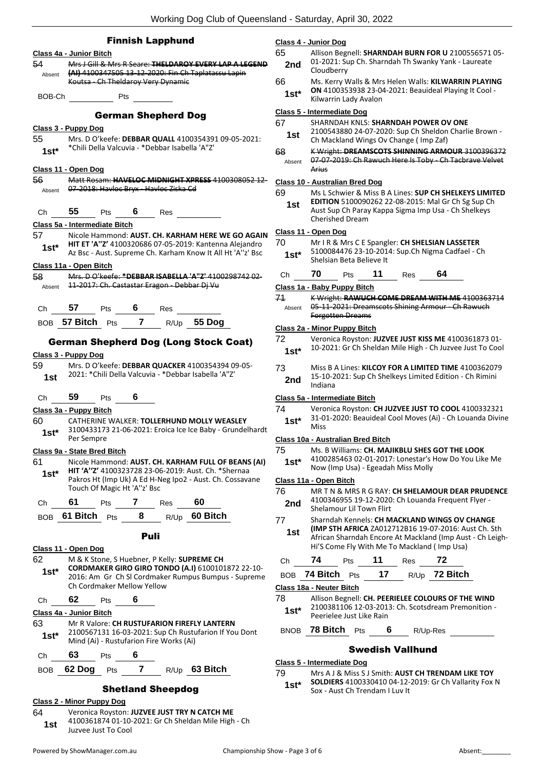## Finnish Lapphund

**Class 4a - Junior Bitch**

54 Absent ~~Mrs J Gill & Mrs R Seare: **THELDAROY EVERY LAP A LEGEND (AI)** 4100347505 13-12-2020: Fin Ch Taplatassu Lapin Koutsa - Ch Theldaroy Very Dynamic~~

BOB-Ch ________ Pts ________

## German Shepherd Dog

**Class 3 - Puppy Dog**

55 **1st*** Mrs. D O'keefe: **DEBBAR QUALL** 4100354391 09-05-2021: *Chili Della Valcuvia - *Debbar Isabella 'A"Z'

**Class 11 - Open Dog**

56 Absent ~~Matt Rosam: **HAVELOC MIDNIGHT XPRESS** 4100308052 12-07-2018: Havloc Bryx - Havloc Ziska Cd~~

Ch **55** Pts **6** Res ________

**Class 5a - Intermediate Bitch**

57 **1st*** Nicole Hammond: **AUST. CH. KARHAM HERE WE GO AGAIN HIT ET 'A''Z'** 4100320686 07-05-2019: Kantenna Alejandro Az Bsc - Aust. Supreme Ch. Karham Know It All Ht 'A''z' Bsc

**Class 11a - Open Bitch**

58 Absent ~~Mrs. D O'keefe: ***DEBBAR ISABELLA 'A"Z'** 4100298742 02-11-2017: Ch. Castastar Eragon - Debbar Dj Vu~~

Ch **57** Pts **6** Res ________

BOB **57 Bitch** Pts **7** R/Up **55 Dog**

## German Shepherd Dog (Long Stock Coat)

**Class 3 - Puppy Dog**

59 **1st** Mrs. D O'keefe: **DEBBAR QUACKER** 4100354394 09-05-2021: *Chili Della Valcuvia - *Debbar Isabella 'A"Z'

Ch **59** Pts **6**

**Class 3a - Puppy Bitch**

60 **1st*** CATHERINE WALKER: **TOLLERHUND MOLLY WEASLEY** 3100433173 21-06-2021: Eroica Ice Ice Baby - Grundelhardt Per Sempre

**Class 9a - State Bred Bitch**

61 **1st*** Nicole Hammond: **AUST. CH. KARHAM FULL OF BEANS (AI) HIT 'A''Z'** 4100323728 23-06-2019: Aust. Ch. *Shernaa Pakros Ht (Imp Uk) A Ed H-Neg Ipo2 - Aust. Ch. Cossavane Touch Of Magic Ht 'A''z' Bsc

Ch **61** Pts **7** Res **60**

BOB **61 Bitch** Pts **8** R/Up **60 Bitch**

## Puli

**Class 11 - Open Dog**

62 **1st*** M & K Stone, S Huebner, P Kelly: **SUPREME CH CORDMAKER GIRO GIRO TONDO (A.I)** 6100101872 22-10-2016: Am Gr Ch Sl Cordmaker Rumpus Bumpus - Supreme Ch Cordmaker Mellow Yellow

Ch **62** Pts **6**

**Class 4a - Junior Bitch**

63 **1st*** Mr R Valore: **CH RUSTUFARION FIREFLY LANTERN** 2100567131 16-03-2021: Sup Ch Rustufarion If You Dont Mind (Ai) - Rustufarion Fire Works (Ai)

Ch **63** Pts **6**

BOB **62 Dog** Pts **7** R/Up **63 Bitch**

## Shetland Sheepdog

**Class 2 - Minor Puppy Dog**

64 **1st** Veronica Royston: **JUZVEE JUST TRY N CATCH ME** 4100361874 01-10-2021: Gr Ch Sheldan Mile High - Ch Juzvee Just To Cool

**Class 4 - Junior Dog**

65 **2nd** Allison Begnell: **SHARNDAH BURN FOR U** 2100556571 05-01-2021: Sup Ch. Sharndah Th Swanky Yank - Laureate Cloudberry

66 **1st*** Ms. Kerry Walls & Mrs Helen Walls: **KILWARRIN PLAYING ON** 4100353938 23-04-2021: Beauideal Playing It Cool - Kilwarrin Lady Avalon

**Class 5 - Intermediate Dog**

67 **1st** SHARNDAH KNLS: **SHARNDAH POWER OV ONE** 2100543880 24-07-2020: Sup Ch Sheldon Charlie Brown - Ch Mackland Wings Ov Change ( Imp Zaf)

68 Absent ~~K Wright: **DREAMSCOTS SHINNING ARMOUR** 3100396372 07-07-2019: Ch Rawuch Here Is Toby - Ch Tacbrave Velvet Arius~~

**Class 10 - Australian Bred Dog**

69 **1st** Ms L Schwier & Miss B A Lines: **SUP CH SHELKEYS LIMITED EDITION** 5100090262 22-08-2015: Mal Gr Ch Sg Sup Ch Aust Sup Ch Paray Kappa Sigma Imp Usa - Ch Shelkeys Cherished Dream

**Class 11 - Open Dog**

70 **1st*** Mr I R & Mrs C E Spangler: **CH SHELSIAN LASSETER** 5100084476 23-10-2014: Sup.Ch Nigma Cadfael - Ch Shelsian Beta Believe It

Ch **70** Pts **11** Res **64**

**Class 1a - Baby Puppy Bitch**

71 Absent ~~K Wright: **RAWUCH COME DREAM WITH ME** 4100363714 05-11-2021: Dreamscots Shining Armour - Ch Rawuch Forgotten Dreams~~

**Class 2a - Minor Puppy Bitch**

72 **1st*** Veronica Royston: **JUZVEE JUST KISS ME** 4100361873 01-10-2021: Gr Ch Sheldan Mile High - Ch Juzvee Just To Cool

73 **2nd** Miss B A Lines: **KILCOY FOR A LIMITED TIME** 4100362079 15-10-2021: Sup Ch Shelkeys Limited Edition - Ch Rimini Indiana

**Class 5a - Intermediate Bitch**

74 **1st*** Veronica Royston: **CH JUZVEE JUST TO COOL** 4100332321 31-01-2020: Beauideal Cool Moves (Ai) - Ch Louanda Divine Miss

**Class 10a - Australian Bred Bitch**

75 **1st*** Ms. B Williams: **CH. MAJIKBLU SHES GOT THE LOOK** 4100285463 02-01-2017: Lonestar's How Do You Like Me Now (Imp Usa) - Egeadah Miss Molly

**Class 11a - Open Bitch**

76 **2nd** MR T N & MRS R G RAY: **CH SHELAMOUR DEAR PRUDENCE** 4100346955 19-12-2020: Ch Louanda Frequent Flyer - Shelamour Lil Town Flirt

77 **1st** Sharndah Kennels: **CH MACKLAND WINGS OV CHANGE (IMP STH AFRICA** ZA012712B16 19-07-2016: Aust Ch. Sth African Sharndah Encore At Mackland (Imp Aust - Ch Leigh-Hi'S Come Fly With Me To Mackland ( Imp Usa)

Ch **74** Pts **11** Res **72**

BOB **74 Bitch** Pts **17** R/Up **72 Bitch**

**Class 18a - Neuter Bitch**

78 **1st*** Allison Begnell: **CH. PEERIELEE COLOURS OF THE WIND** 2100381106 12-03-2013: Ch. Scotsdream Premonition - Peerielee Just Like Rain

BNOB **78 Bitch** Pts **6** R/Up-Res ________

## Swedish Vallhund

**Class 5 - Intermediate Dog**

79 **1st*** Mrs A J & Miss S J Smith: **AUST CH TRENDAM LIKE TOY SOLDIERS** 4100330410 04-12-2019: Gr Ch Vallarity Fox N Sox - Aust Ch Trendam I Luv It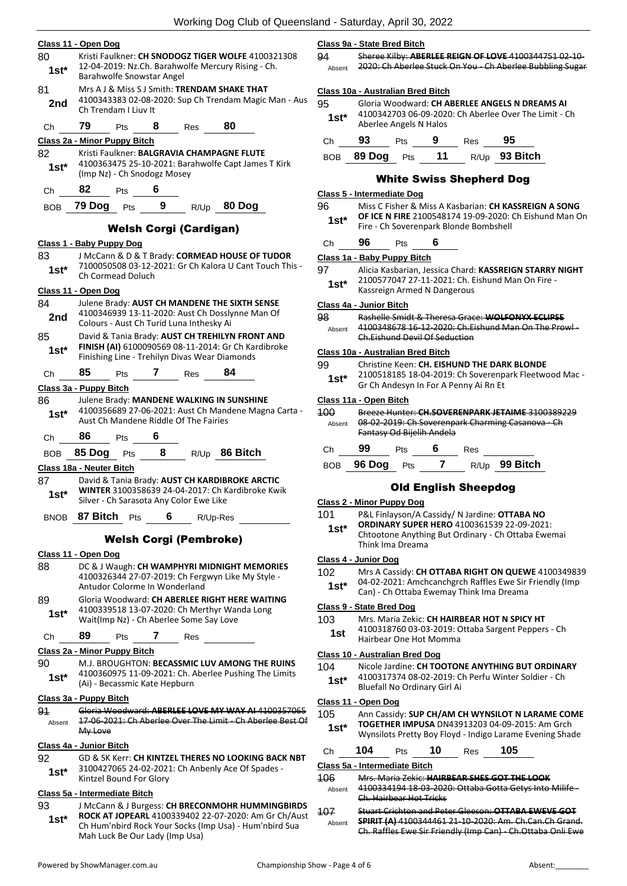**Class 11 - Open Dog**

80 — 1st* — Kristi Faulkner: **CH SNODOGZ TIGER WOLFE** 4100321308 12-04-2019: Nz.Ch. Barahwolfe Mercury Rising - Ch. Barahwolfe Snowstar Angel

81 — 2nd — Mrs A J & Miss S J Smith: **TRENDAM SHAKE THAT** 4100343383 02-08-2020: Sup Ch Trendam Magic Man - Aus Ch Trendam I Liuv It

Ch 79 Pts 8 Res 80

**Class 2a - Minor Puppy Bitch**

82 — 1st* — Kristi Faulkner: **BALGRAVIA CHAMPAGNE FLUTE** 4100363475 25-10-2021: Barahwolfe Capt James T Kirk (Imp Nz) - Ch Snodogz Mosey

Ch 82 Pts 6

BOB 79 Dog Pts 9 R/Up 80 Dog

## Welsh Corgi (Cardigan)

**Class 1 - Baby Puppy Dog**

83 — 1st* — J McCann & D & T Brady: **CORMEAD HOUSE OF TUDOR** 7100050508 03-12-2021: Gr Ch Kalora U Cant Touch This - Ch Cormead Doluch

**Class 11 - Open Dog**

84 — 2nd — Julene Brady: **AUST CH MANDENE THE SIXTH SENSE** 4100346939 13-11-2020: Aust Ch Dosslynne Man Of Colours - Aust Ch Turid Luna Inthesky Ai

85 — 1st* — David & Tania Brady: **AUST CH TREHILYN FRONT AND FINISH (AI)** 6100090569 08-11-2014: Gr Ch Kardibroke Finishing Line - Trehilyn Divas Wear Diamonds

Ch 85 Pts 7 Res 84

**Class 3a - Puppy Bitch**

86 — 1st* — Julene Brady: **MANDENE WALKING IN SUNSHINE** 4100356689 27-06-2021: Aust Ch Mandene Magna Carta - Aust Ch Mandene Riddle Of The Fairies

Ch 86 Pts 6

BOB 85 Dog Pts 8 R/Up 86 Bitch

**Class 18a - Neuter Bitch**

87 — 1st* — David & Tania Brady: **AUST CH KARDIBROKE ARCTIC WINTER** 3100358639 24-04-2017: Ch Kardibroke Kwik Silver - Ch Sarasota Any Color Ewe Like

BNOB 87 Bitch Pts 6 R/Up-Res

## Welsh Corgi (Pembroke)

**Class 11 - Open Dog**

88 — DC & J Waugh: **CH WAMPHYRI MIDNIGHT MEMORIES** 4100326344 27-07-2019: Ch Fergwyn Like My Style - Antudor Colorme In Wonderland

89 — 1st* — Gloria Woodward: **CH ABERLEE RIGHT HERE WAITING** 4100339518 13-07-2020: Ch Merthyr Wanda Long Wait(Imp Nz) - Ch Aberlee Some Say Love

Ch 89 Pts 7 Res

**Class 2a - Minor Puppy Bitch**

90 — 1st* — M.J. BROUGHTON: **BECASSMIC LUV AMONG THE RUINS** 4100360975 11-09-2021: Ch. Aberlee Pushing The Limits (Ai) - Becassmic Kate Hepburn

**Class 3a - Puppy Bitch**

91 — Absent — ~~Gloria Woodward: **ABERLEE LOVE MY WAY AI** 4100357065 17-06-2021: Ch Aberlee Over The Limit - Ch Aberlee Best Of My Love~~

**Class 4a - Junior Bitch**

92 — 1st* — GD & SK Kerr: **CH KINTZEL THERES NO LOOKING BACK NBT** 3100427065 24-02-2021: Ch Anbenly Ace Of Spades - Kintzel Bound For Glory

**Class 5a - Intermediate Bitch**

93 — 1st* — J McCann & J Burgess: **CH BRECONMOHR HUMMINGBIRDS ROCK AT JOPEARL** 4100339402 22-07-2020: Am Gr Ch/Aust Ch Hum'nbird Rock Your Socks (Imp Usa) - Hum'nbird Sua Mah Luck Be Our Lady (Imp Usa)

**Class 9a - State Bred Bitch**

94 — Absent — ~~Sheree Kilby: **ABERLEE REIGN OF LOVE** 4100344751 02-10-2020: Ch Aberlee Stuck On You - Ch Aberlee Bubbling Sugar~~

**Class 10a - Australian Bred Bitch**

95 — 1st* — Gloria Woodward: **CH ABERLEE ANGELS N DREAMS AI** 4100342703 06-09-2020: Ch Aberlee Over The Limit - Ch Aberlee Angels N Halos

Ch 93 Pts 9 Res 95

BOB 89 Dog Pts 11 R/Up 93 Bitch

## White Swiss Shepherd Dog

**Class 5 - Intermediate Dog**

96 — 1st* — Miss C Fisher & Miss A Kasbarian: **CH KASSREIGN A SONG OF ICE N FIRE** 2100548174 19-09-2020: Ch Eishund Man On Fire - Ch Soverenpark Blonde Bombshell

Ch 96 Pts 6

**Class 1a - Baby Puppy Bitch**

97 — 1st* — Alicia Kasbarian, Jessica Chard: **KASSREIGN STARRY NIGHT** 2100577047 27-11-2021: Ch. Eishund Man On Fire - Kassreign Armed N Dangerous

**Class 4a - Junior Bitch**

98 — Absent — ~~Rashelle Smidt & Theresa Grace: **WOLFONYX ECLIPSE** 4100348678 16-12-2020: Ch.Eishund Man On The Prowl - Ch.Eishund Devil Of Seduction~~

**Class 10a - Australian Bred Bitch**

99 — 1st* — Christine Keen: **CH. EISHUND THE DARK BLONDE** 2100518185 18-04-2019: Ch Soverenpark Fleetwood Mac - Gr Ch Andesyn In For A Penny Ai Rn Et

**Class 11a - Open Bitch**

100 — Absent — ~~Breeze Hunter: **CH.SOVERENPARK JETAIME** 3100389229 08-02-2019: Ch Soverenpark Charming Casanova - Ch Fantasy Od Bijelih Andela~~

Ch 99 Pts 6 Res

BOB 96 Dog Pts 7 R/Up 99 Bitch

## Old English Sheepdog

**Class 2 - Minor Puppy Dog**

101 — 1st* — P&L Finlayson/A Cassidy/ N Jardine: **OTTABA NO ORDINARY SUPER HERO** 4100361539 22-09-2021: Chtootone Anything But Ordinary - Ch Ottaba Ewemai Think Ima Dreama

**Class 4 - Junior Dog**

102 — 1st* — Mrs A Cassidy: **CH OTTABA RIGHT ON QUEWE** 4100349839 04-02-2021: Amchcanchgrch Raffles Ewe Sir Friendly (Imp Can) - Ch Ottaba Ewemay Think Ima Dreama

**Class 9 - State Bred Dog**

103 — 1st — Mrs. Maria Zekic: **CH HAIRBEAR HOT N SPICY HT** 4100318760 03-03-2019: Ottaba Sargent Peppers - Ch Hairbear One Hot Momma

**Class 10 - Australian Bred Dog**

104 — 1st* — Nicole Jardine: **CH TOOTONE ANYTHING BUT ORDINARY** 4100317374 08-02-2019: Ch Perfu Winter Soldier - Ch Bluefall No Ordinary Girl Ai

**Class 11 - Open Dog**

105 — 1st* — Ann Cassidy: **SUP CH/AM CH WYNSILOT N LARAME COME TOGETHER IMPUSA** DN43913203 04-09-2015: Am Grch Wynsilots Pretty Boy Floyd - Indigo Larame Evening Shade

Ch 104 Pts 10 Res 105

**Class 5a - Intermediate Bitch**

106 — Absent — ~~Mrs. Maria Zekic: **HAIRBEAR SHES GOT THE LOOK** 4100334194 18-03-2020: Ottaba Gotta Getys Into Milife - Ch. Hairbear Hot Tricks~~

107 — Absent — ~~Stuart Crichton and Peter Gleeson: **OTTABA EWEVE GOT SPIRIT (A)** 4100344461 21-10-2020: Am. Ch.Can.Ch Grand. Ch. Raffles Ewe Sir Friendly (Imp Can) - Ch.Ottaba Onli Ewe~~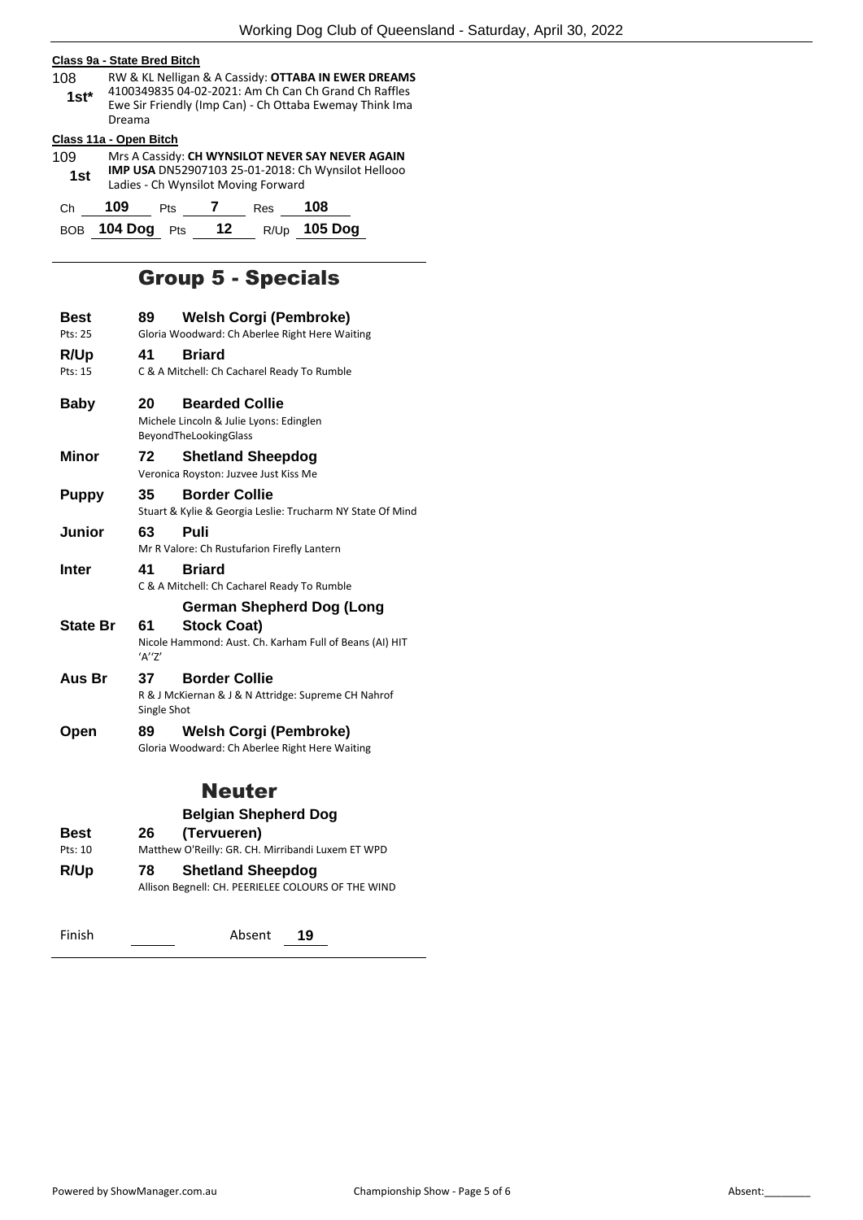#### Class 9a - State Bred Bitch

108 **1st***
RW & KL Nelligan & A Cassidy: **OTTABA IN EWER DREAMS** 4100349835 04-02-2021: Am Ch Can Ch Grand Ch Raffles Ewe Sir Friendly (Imp Can) - Ch Ottaba Ewemay Think Ima Dreama

#### Class 11a - Open Bitch

109 **1st**
Mrs A Cassidy: **CH WYNSILOT NEVER SAY NEVER AGAIN IMP USA** DN52907103 25-01-2018: Ch Wynsilot Hellooo Ladies - Ch Wynsilot Moving Forward

Ch **109** Pts **7** Res **108**

BOB **104 Dog** Pts **12** R/Up **105 Dog**

## Group 5 - Specials

| | | |
|---|---|---|
| **Best** Pts: 25 | 89 | **Welsh Corgi (Pembroke)** Gloria Woodward: Ch Aberlee Right Here Waiting |
| **R/Up** Pts: 15 | 41 | **Briard** C & A Mitchell: Ch Cacharel Ready To Rumble |
| **Baby** | 20 | **Bearded Collie** Michele Lincoln & Julie Lyons: Edinglen BeyondTheLookingGlass |
| **Minor** | 72 | **Shetland Sheepdog** Veronica Royston: Juzvee Just Kiss Me |
| **Puppy** | 35 | **Border Collie** Stuart & Kylie & Georgia Leslie: Trucharm NY State Of Mind |
| **Junior** | 63 | **Puli** Mr R Valore: Ch Rustufarion Firefly Lantern |
| **Inter** | 41 | **Briard** C & A Mitchell: Ch Cacharel Ready To Rumble |
| **State Br** | 61 | **German Shepherd Dog (Long Stock Coat)** Nicole Hammond: Aust. Ch. Karham Full of Beans (AI) HIT 'A''Z' |
| **Aus Br** | 37 | **Border Collie** R & J McKiernan & J & N Attridge: Supreme CH Nahrof Single Shot |
| **Open** | 89 | **Welsh Corgi (Pembroke)** Gloria Woodward: Ch Aberlee Right Here Waiting |

## Neuter

| | | |
|---|---|---|
| **Best** Pts: 10 | 26 | **Belgian Shepherd Dog (Tervueren)** Matthew O'Reilly: GR. CH. Mirribandi Luxem ET WPD |
| **R/Up** | 78 | **Shetland Sheepdog** Allison Begnell: CH. PEERIELEE COLOURS OF THE WIND |

Finish ______ Absent **19**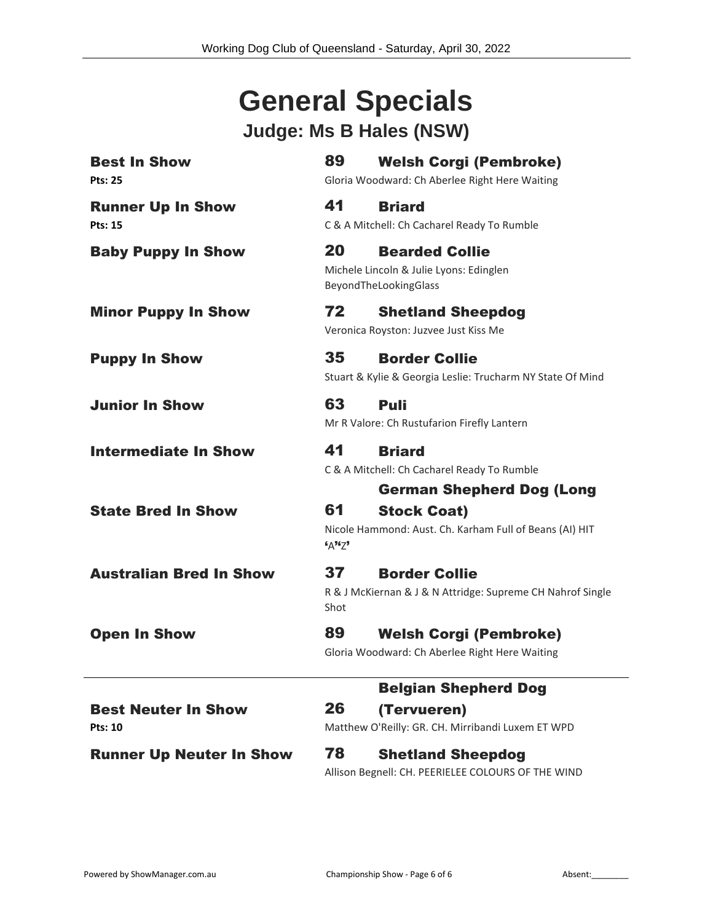# General Specials

## Judge: Ms B Hales (NSW)

| | | | |
|---|---|---|---|
| **Best In Show** Pts: 25 | 89 | **Welsh Corgi (Pembroke)** | Gloria Woodward: Ch Aberlee Right Here Waiting |
| **Runner Up In Show** Pts: 15 | 41 | **Briard** | C & A Mitchell: Ch Cacharel Ready To Rumble |
| **Baby Puppy In Show** | 20 | **Bearded Collie** | Michele Lincoln & Julie Lyons: Edinglen BeyondTheLookingGlass |
| **Minor Puppy In Show** | 72 | **Shetland Sheepdog** | Veronica Royston: Juzvee Just Kiss Me |
| **Puppy In Show** | 35 | **Border Collie** | Stuart & Kylie & Georgia Leslie: Trucharm NY State Of Mind |
| **Junior In Show** | 63 | **Puli** | Mr R Valore: Ch Rustufarion Firefly Lantern |
| **Intermediate In Show** | 41 | **Briard** | C & A Mitchell: Ch Cacharel Ready To Rumble |
| **State Bred In Show** | 61 | **German Shepherd Dog (Long Stock Coat)** | Nicole Hammond: Aust. Ch. Karham Full of Beans (AI) HIT 'A''Z' |
| **Australian Bred In Show** | 37 | **Border Collie** | R & J McKiernan & J & N Attridge: Supreme CH Nahrof Single Shot |
| **Open In Show** | 89 | **Welsh Corgi (Pembroke)** | Gloria Woodward: Ch Aberlee Right Here Waiting |

---

| | | | |
|---|---|---|---|
| **Best Neuter In Show** Pts: 10 | 26 | **Belgian Shepherd Dog (Tervueren)** | Matthew O'Reilly: GR. CH. Mirribandi Luxem ET WPD |
| **Runner Up Neuter In Show** | 78 | **Shetland Sheepdog** | Allison Begnell: CH. PEERIELEE COLOURS OF THE WIND |

Absent:________